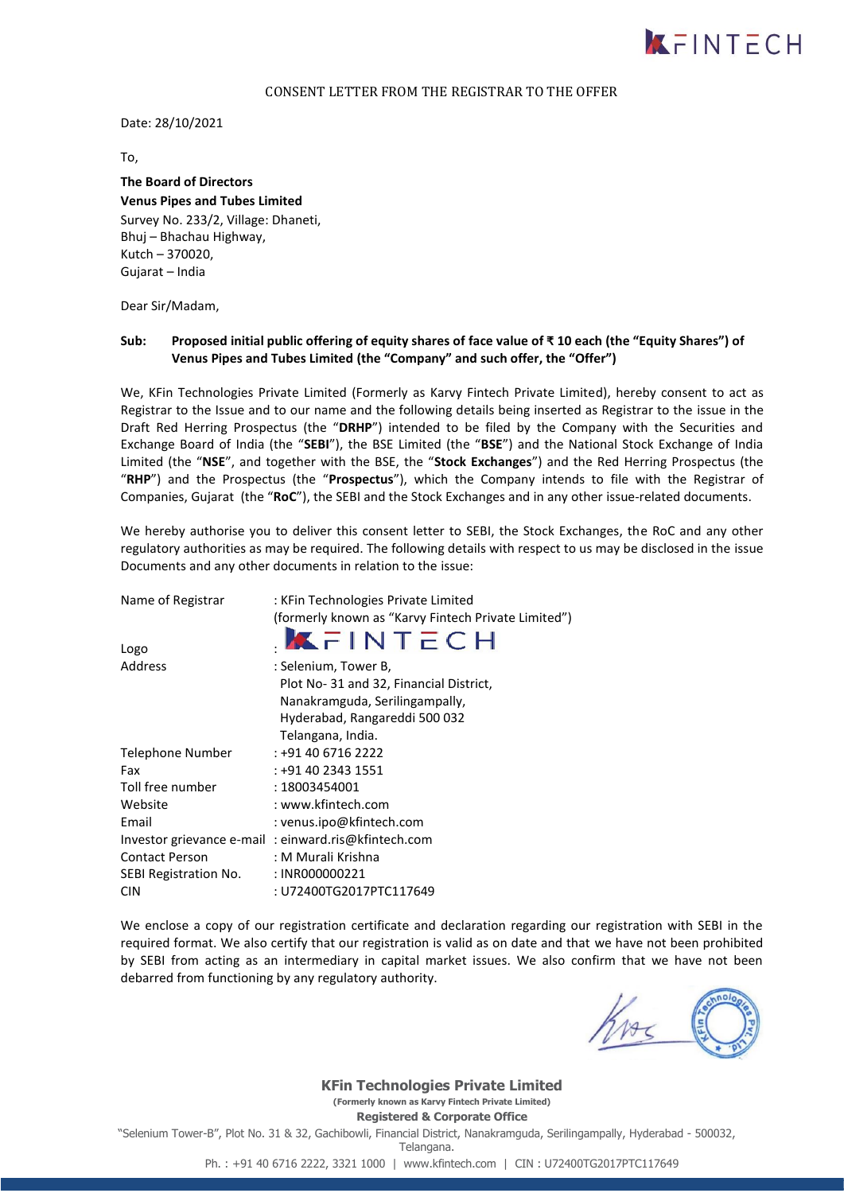CONSENT LETTER FROM THE REGISTRAR TO THE OFFER

Date: 28/10/2021

To,

**The Board of Directors**
**Venus Pipes and Tubes Limited**
Survey No. 233/2, Village: Dhaneti,
Bhuj – Bhachau Highway,
Kutch – 370020,
Gujarat – India

Dear Sir/Madam,

**Sub: Proposed initial public offering of equity shares of face value of ₹ 10 each (the "Equity Shares") of Venus Pipes and Tubes Limited (the "Company" and such offer, the "Offer")**

We, KFin Technologies Private Limited (Formerly as Karvy Fintech Private Limited), hereby consent to act as Registrar to the Issue and to our name and the following details being inserted as Registrar to the issue in the Draft Red Herring Prospectus (the "**DRHP**") intended to be filed by the Company with the Securities and Exchange Board of India (the "**SEBI**"), the BSE Limited (the "**BSE**") and the National Stock Exchange of India Limited (the "**NSE**", and together with the BSE, the "**Stock Exchanges**") and the Red Herring Prospectus (the "**RHP**") and the Prospectus (the "**Prospectus**"), which the Company intends to file with the Registrar of Companies, Gujarat (the "**RoC**"), the SEBI and the Stock Exchanges and in any other issue-related documents.

We hereby authorise you to deliver this consent letter to SEBI, the Stock Exchanges, the RoC and any other regulatory authorities as may be required. The following details with respect to us may be disclosed in the issue Documents and any other documents in relation to the issue:

| | |
|---|---|
| Name of Registrar | : KFin Technologies Private Limited (formerly known as "Karvy Fintech Private Limited") |
| Logo | : KFINTECH |
| Address | : Selenium, Tower B, Plot No- 31 and 32, Financial District, Nanakramguda, Serilingampally, Hyderabad, Rangareddi 500 032 Telangana, India. |
| Telephone Number | : +91 40 6716 2222 |
| Fax | : +91 40 2343 1551 |
| Toll free number | : 18003454001 |
| Website | : www.kfintech.com |
| Email | : venus.ipo@kfintech.com |
| Investor grievance e-mail | : einward.ris@kfintech.com |
| Contact Person | : M Murali Krishna |
| SEBI Registration No. | : INR000000221 |
| CIN | : U72400TG2017PTC117649 |

We enclose a copy of our registration certificate and declaration regarding our registration with SEBI in the required format. We also certify that our registration is valid as on date and that we have not been prohibited by SEBI from acting as an intermediary in capital market issues. We also confirm that we have not been debarred from functioning by any regulatory authority.

**KFin Technologies Private Limited**
**(Formerly known as Karvy Fintech Private Limited)**
**Registered & Corporate Office**
"Selenium Tower-B", Plot No. 31 & 32, Gachibowli, Financial District, Nanakramguda, Serilingampally, Hyderabad - 500032, Telangana.
Ph. : +91 40 6716 2222, 3321 1000 | www.kfintech.com | CIN : U72400TG2017PTC117649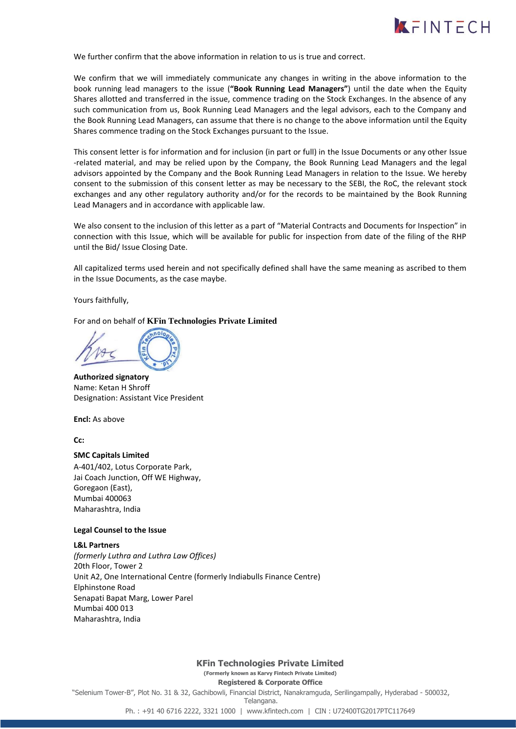We further confirm that the above information in relation to us is true and correct.

We confirm that we will immediately communicate any changes in writing in the above information to the book running lead managers to the issue (**"Book Running Lead Managers"**) until the date when the Equity Shares allotted and transferred in the issue, commence trading on the Stock Exchanges. In the absence of any such communication from us, Book Running Lead Managers and the legal advisors, each to the Company and the Book Running Lead Managers, can assume that there is no change to the above information until the Equity Shares commence trading on the Stock Exchanges pursuant to the Issue.

This consent letter is for information and for inclusion (in part or full) in the Issue Documents or any other Issue -related material, and may be relied upon by the Company, the Book Running Lead Managers and the legal advisors appointed by the Company and the Book Running Lead Managers in relation to the Issue. We hereby consent to the submission of this consent letter as may be necessary to the SEBI, the RoC, the relevant stock exchanges and any other regulatory authority and/or for the records to be maintained by the Book Running Lead Managers and in accordance with applicable law.

We also consent to the inclusion of this letter as a part of "Material Contracts and Documents for Inspection" in connection with this Issue, which will be available for public for inspection from date of the filing of the RHP until the Bid/ Issue Closing Date.

All capitalized terms used herein and not specifically defined shall have the same meaning as ascribed to them in the Issue Documents, as the case maybe.

Yours faithfully,

For and on behalf of **KFin Technologies Private Limited**

**Authorized signatory**
Name: Ketan H Shroff
Designation: Assistant Vice President

**Encl:** As above

**Cc:**

**SMC Capitals Limited**
A-401/402, Lotus Corporate Park,
Jai Coach Junction, Off WE Highway,
Goregaon (East),
Mumbai 400063
Maharashtra, India

**Legal Counsel to the Issue**

**L&L Partners**
*(formerly Luthra and Luthra Law Offices)*
20th Floor, Tower 2
Unit A2, One International Centre (formerly Indiabulls Finance Centre)
Elphinstone Road
Senapati Bapat Marg, Lower Parel
Mumbai 400 013
Maharashtra, India

**KFin Technologies Private Limited**
**(Formerly known as Karvy Fintech Private Limited)**
**Registered & Corporate Office**
"Selenium Tower-B", Plot No. 31 & 32, Gachibowli, Financial District, Nanakramguda, Serilingampally, Hyderabad - 500032, Telangana.
Ph. : +91 40 6716 2222, 3321 1000 | www.kfintech.com | CIN : U72400TG2017PTC117649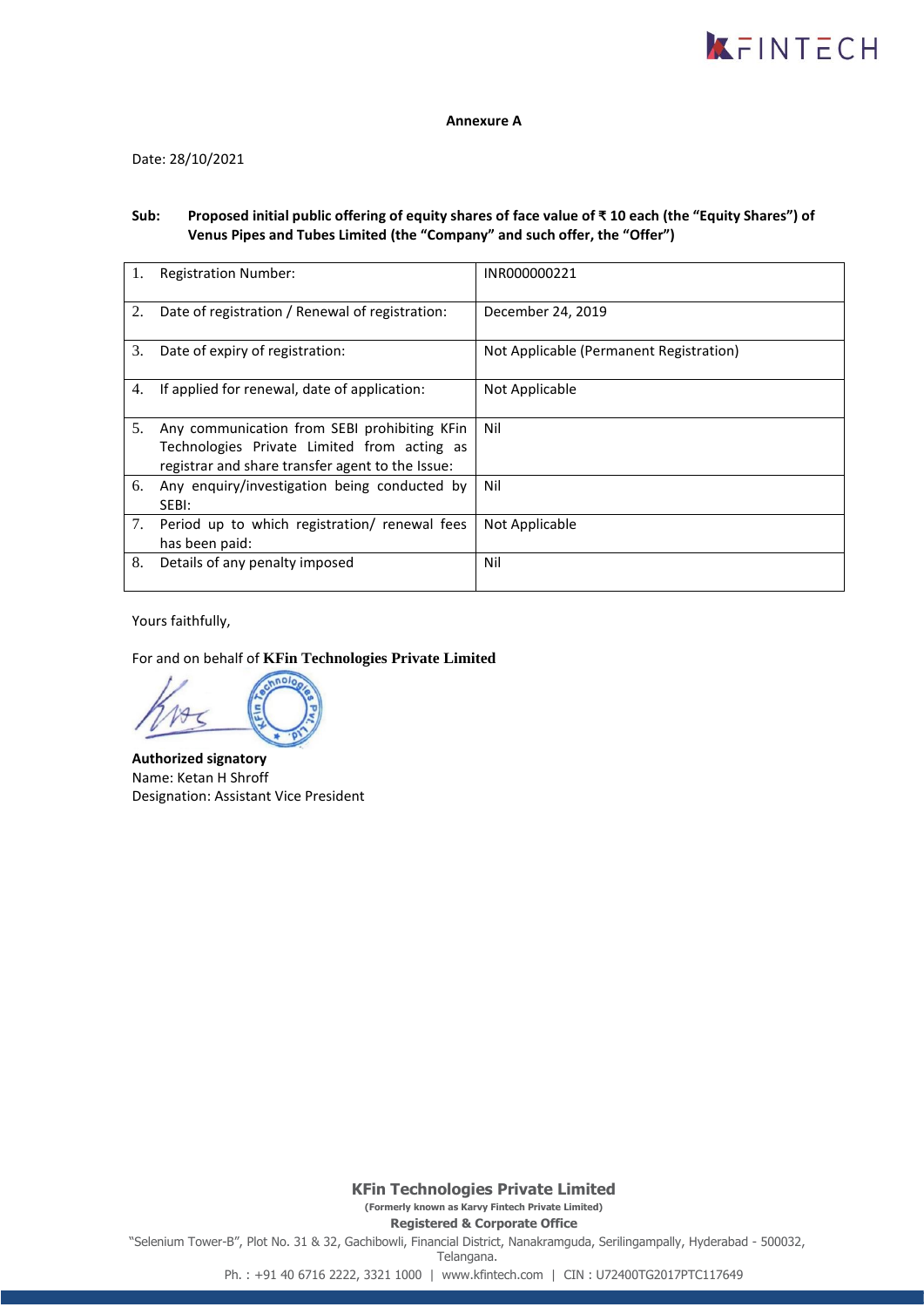**Annexure A**

Date: 28/10/2021

**Sub: Proposed initial public offering of equity shares of face value of ₹ 10 each (the "Equity Shares") of Venus Pipes and Tubes Limited (the "Company" and such offer, the "Offer")**

| | | |
|---|---|---|
| 1. | Registration Number: | INR000000221 |
| 2. | Date of registration / Renewal of registration: | December 24, 2019 |
| 3. | Date of expiry of registration: | Not Applicable (Permanent Registration) |
| 4. | If applied for renewal, date of application: | Not Applicable |
| 5. | Any communication from SEBI prohibiting KFin Technologies Private Limited from acting as registrar and share transfer agent to the Issue: | Nil |
| 6. | Any enquiry/investigation being conducted by SEBI: | Nil |
| 7. | Period up to which registration/ renewal fees has been paid: | Not Applicable |
| 8. | Details of any penalty imposed | Nil |

Yours faithfully,

For and on behalf of **KFin Technologies Private Limited**

**Authorized signatory**
Name: Ketan H Shroff
Designation: Assistant Vice President

**KFin Technologies Private Limited**
(Formerly known as Karvy Fintech Private Limited)
**Registered & Corporate Office**
"Selenium Tower-B", Plot No. 31 & 32, Gachibowli, Financial District, Nanakramguda, Serilingampally, Hyderabad - 500032, Telangana.
Ph. : +91 40 6716 2222, 3321 1000 | www.kfintech.com | CIN : U72400TG2017PTC117649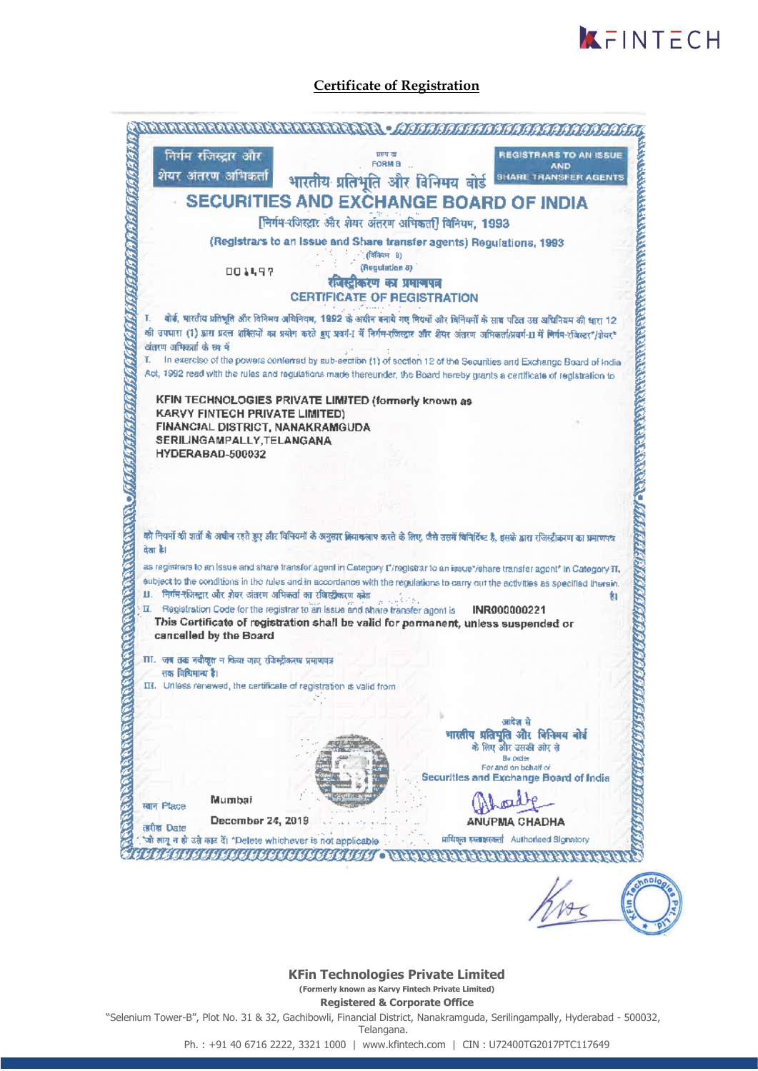## Certificate of Registration

निर्गम रजिस्ट्रार और शेयर अंतरण अभिकर्ता

प्ररूप ख
FORM B

REGISTRARS TO AN ISSUE AND SHARE TRANSFER AGENTS

भारतीय प्रतिभूति और विनिमय बोर्ड

# SECURITIES AND EXCHANGE BOARD OF INDIA

[निर्गम-रजिस्ट्रार और शेयर अंतरण अभिकर्ता] विनियम, 1993

(Registrars to an Issue and Share transfer agents) Regulations, 1993

(विनियम 8)
(Regulation 8)

001497

रजिस्ट्रीकरण का प्रमाणपत्र

CERTIFICATE OF REGISTRATION

I. बोर्ड, भारतीय प्रतिभूति और विनिमय अधिनियम, 1992 के अधीन बनाये गए नियमों और विनियमों के साथ पठित उस अधिनियम की धारा 12 की उपधारा (1) द्वारा प्रदत्त शक्तियों का प्रयोग करते हुए प्रवर्ग-I में निर्गम-रजिस्ट्रार और शेयर अंतरण अभिकर्ता/प्रवर्ग-II में निर्गम-रजिस्ट्रार*/शेयर* अंतरण अभिकर्ता के रूप में

I. In exercise of the powers conferred by sub-section (1) of section 12 of the Securities and Exchange Board of India Act, 1992 read with the rules and regulations made thereunder, the Board hereby grants a certificate of registration to

KFIN TECHNOLOGIES PRIVATE LIMITED (formerly known as KARVY FINTECH PRIVATE LIMITED)
FINANCIAL DISTRICT, NANAKRAMGUDA
SERILINGAMPALLY,TELANGANA
HYDERABAD-500032

को नियमों की शर्तों के अधीन रहते हुए और विनियमों के अनुसार क्रियाकलाप करने के लिए, जैसे उसमें विनिर्दिष्ट है, इसके द्वारा रजिस्ट्रीकरण का प्रमाणपत्र देता है।

as registrars to an issue and share transfer agent in Category I*/registrar to an issue*/share transfer agent* in Category II, subject to the conditions in the rules and in accordance with the regulations to carry out the activities as specified therein.

II. निर्गम-रजिस्ट्रार और शेयर अंतरण अभिकर्ता का रजिस्ट्रीकरण कोड है।

II. Registration Code for the registrar to an issue and share transfer agent is INR000000221

This Certificate of registration shall be valid for permanent, unless suspended or cancelled by the Board

III. जब तक नवीकृत न किया जाए रजिस्ट्रीकरण प्रमाणपत्र तक विधिमान्य है।

III. Unless renewed, the certificate of registration is valid from

आदेश से
भारतीय प्रतिभूति और विनिमय बोर्ड
के लिए और उसकी ओर से
By order
For and on behalf of
Securities and Exchange Board of India

स्थान Place Mumbai

तारीख Date December 24, 2019

ANUPMA CHADHA
प्राधिकृत हस्ताक्षरकर्ता Authorised Signatory

*जो लागू न हो उसे काट दें। *Delete whichever is not applicable

**KFin Technologies Private Limited**
(Formerly known as Karvy Fintech Private Limited)
**Registered & Corporate Office**
"Selenium Tower-B", Plot No. 31 & 32, Gachibowli, Financial District, Nanakramguda, Serilingampally, Hyderabad - 500032, Telangana.
Ph. : +91 40 6716 2222, 3321 1000 | www.kfintech.com | CIN : U72400TG2017PTC117649